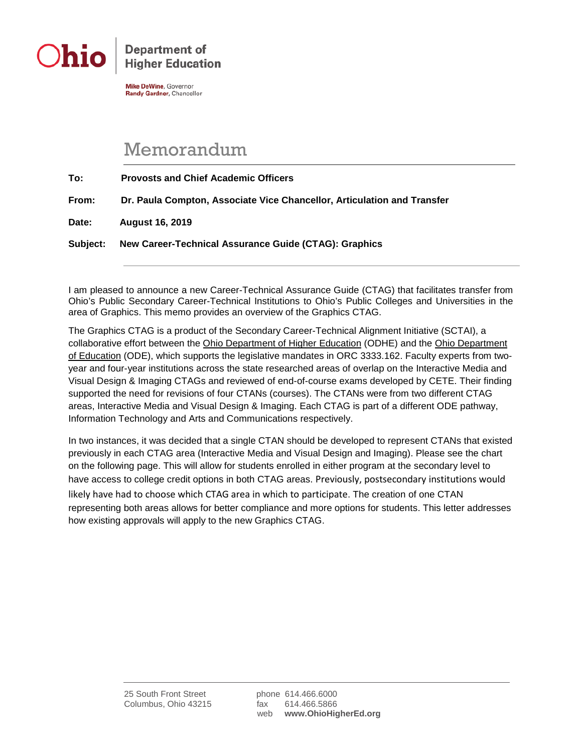**Ohio** | Department of Higher Education

Mike DeWine, Governor
Randy Gardner, Chancellor

# Memorandum

**To:** **Provosts and Chief Academic Officers**

**From:** **Dr. Paula Compton, Associate Vice Chancellor, Articulation and Transfer**

**Date:** **August 16, 2019**

**Subject:** **New Career-Technical Assurance Guide (CTAG): Graphics**

---

I am pleased to announce a new Career-Technical Assurance Guide (CTAG) that facilitates transfer from Ohio's Public Secondary Career-Technical Institutions to Ohio's Public Colleges and Universities in the area of Graphics. This memo provides an overview of the Graphics CTAG.

The Graphics CTAG is a product of the Secondary Career-Technical Alignment Initiative (SCTAI), a collaborative effort between the Ohio Department of Higher Education (ODHE) and the Ohio Department of Education (ODE), which supports the legislative mandates in ORC 3333.162. Faculty experts from two-year and four-year institutions across the state researched areas of overlap on the Interactive Media and Visual Design & Imaging CTAGs and reviewed of end-of-course exams developed by CETE. Their finding supported the need for revisions of four CTANs (courses). The CTANs were from two different CTAG areas, Interactive Media and Visual Design & Imaging. Each CTAG is part of a different ODE pathway, Information Technology and Arts and Communications respectively.

In two instances, it was decided that a single CTAN should be developed to represent CTANs that existed previously in each CTAG area (Interactive Media and Visual Design and Imaging). Please see the chart on the following page. This will allow for students enrolled in either program at the secondary level to have access to college credit options in both CTAG areas. Previously, postsecondary institutions would likely have had to choose which CTAG area in which to participate. The creation of one CTAN representing both areas allows for better compliance and more options for students. This letter addresses how existing approvals will apply to the new Graphics CTAG.

25 South Front Street
Columbus, Ohio 43215

phone 614.466.6000
fax 614.466.5866
web **www.OhioHigherEd.org**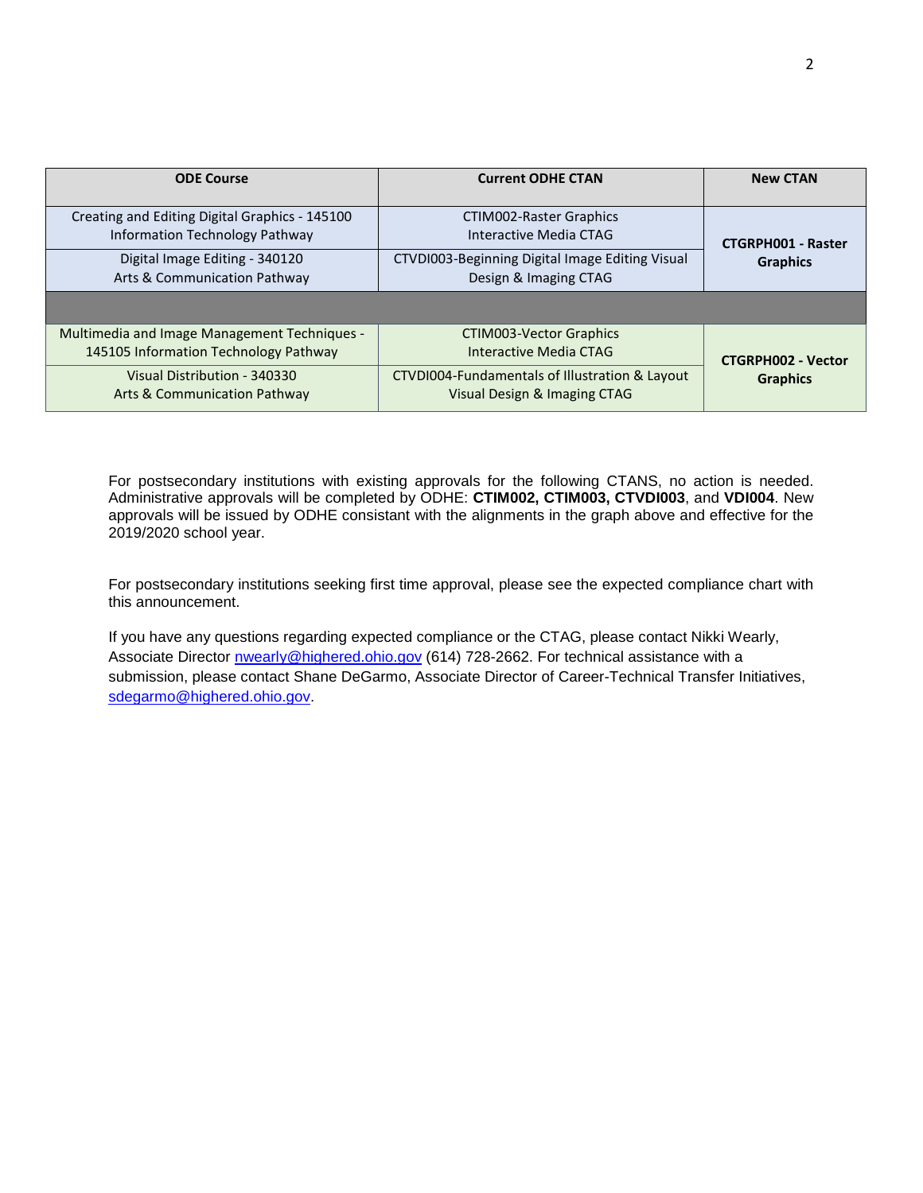| ODE Course | Current ODHE CTAN | New CTAN |
| --- | --- | --- |
| Creating and Editing Digital Graphics - 145100 Information Technology Pathway | CTIM002-Raster Graphics Interactive Media CTAG | **CTGRPH001 - Raster Graphics** |
| Digital Image Editing - 340120 Arts & Communication Pathway | CTVDI003-Beginning Digital Image Editing Visual Design & Imaging CTAG | |
| | | |
| Multimedia and Image Management Techniques - 145105 Information Technology Pathway | CTIM003-Vector Graphics Interactive Media CTAG | **CTGRPH002 - Vector Graphics** |
| Visual Distribution - 340330 Arts & Communication Pathway | CTVDI004-Fundamentals of Illustration & Layout Visual Design & Imaging CTAG | |

For postsecondary institutions with existing approvals for the following CTANS, no action is needed. Administrative approvals will be completed by ODHE: **CTIM002, CTIM003, CTVDI003**, and **VDI004**. New approvals will be issued by ODHE consistant with the alignments in the graph above and effective for the 2019/2020 school year.

For postsecondary institutions seeking first time approval, please see the expected compliance chart with this announcement.

If you have any questions regarding expected compliance or the CTAG, please contact Nikki Wearly, Associate Director nwearly@highered.ohio.gov (614) 728-2662. For technical assistance with a submission, please contact Shane DeGarmo, Associate Director of Career-Technical Transfer Initiatives, sdegarmo@highered.ohio.gov.